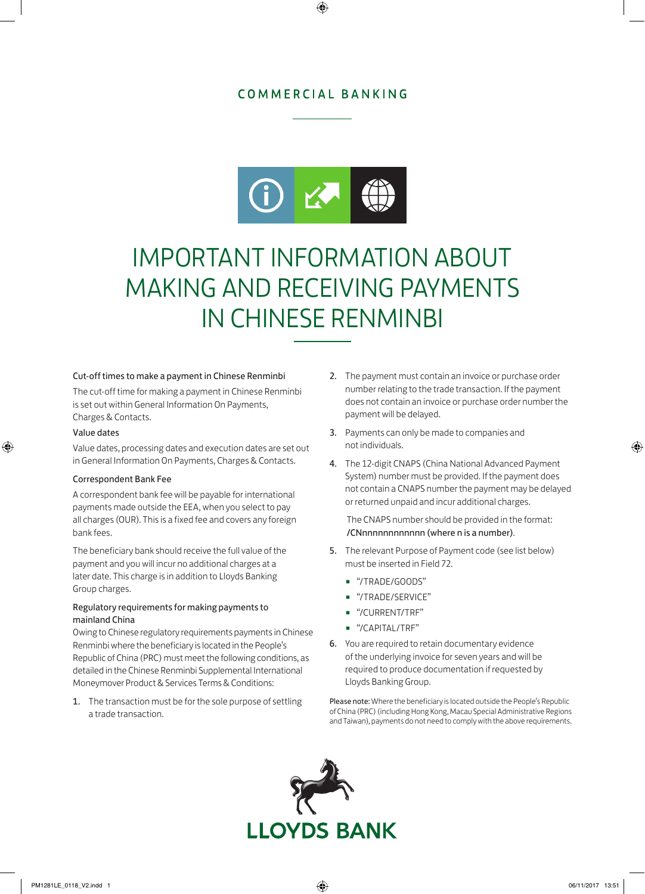COMMERCIAL BANKING

# IMPORTANT INFORMATION ABOUT MAKING AND RECEIVING PAYMENTS IN CHINESE RENMINBI

### Cut-off times to make a payment in Chinese Renminbi

The cut-off time for making a payment in Chinese Renminbi is set out within General Information On Payments, Charges & Contacts.

### Value dates

Value dates, processing dates and execution dates are set out in General Information On Payments, Charges & Contacts.

### Correspondent Bank Fee

A correspondent bank fee will be payable for international payments made outside the EEA, when you select to pay all charges (OUR). This is a fixed fee and covers any foreign bank fees.

The beneficiary bank should receive the full value of the payment and you will incur no additional charges at a later date. This charge is in addition to Lloyds Banking Group charges.

### Regulatory requirements for making payments to mainland China

Owing to Chinese regulatory requirements payments in Chinese Renminbi where the beneficiary is located in the People's Republic of China (PRC) must meet the following conditions, as detailed in the Chinese Renminbi Supplemental International Moneymover Product & Services Terms & Conditions:

1. The transaction must be for the sole purpose of settling a trade transaction.
2. The payment must contain an invoice or purchase order number relating to the trade transaction. If the payment does not contain an invoice or purchase order number the payment will be delayed.
3. Payments can only be made to companies and not individuals.
4. The 12-digit CNAPS (China National Advanced Payment System) number must be provided. If the payment does not contain a CNAPS number the payment may be delayed or returned unpaid and incur additional charges.

   The CNAPS number should be provided in the format: **/CNnnnnnnnnnnnn (where n is a number)**.
5. The relevant Purpose of Payment code (see list below) must be inserted in Field 72.
   - "/TRADE/GOODS"
   - "/TRADE/SERVICE"
   - "/CURRENT/TRF"
   - "/CAPITAL/TRF"
6. You are required to retain documentary evidence of the underlying invoice for seven years and will be required to produce documentation if requested by Lloyds Banking Group.

**Please note:** Where the beneficiary is located outside the People's Republic of China (PRC) (including Hong Kong, Macau Special Administrative Regions and Taiwan), payments do not need to comply with the above requirements.

LLOYDS BANK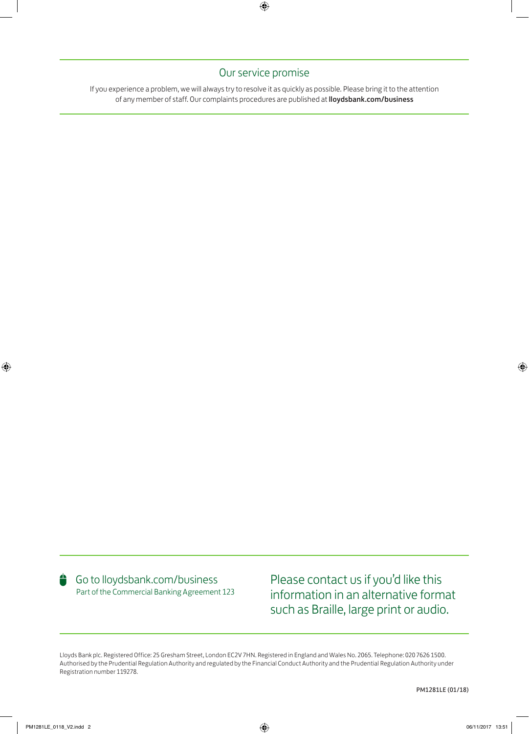## Our service promise

If you experience a problem, we will always try to resolve it as quickly as possible. Please bring it to the attention of any member of staff. Our complaints procedures are published at **lloydsbank.com/business**

Go to lloydsbank.com/business
Part of the Commercial Banking Agreement 123

Please contact us if you'd like this information in an alternative format such as Braille, large print or audio.

Lloyds Bank plc. Registered Office: 25 Gresham Street, London EC2V 7HN. Registered in England and Wales No. 2065. Telephone: 020 7626 1500. Authorised by the Prudential Regulation Authority and regulated by the Financial Conduct Authority and the Prudential Regulation Authority under Registration number 119278.

PM1281LE (01/18)